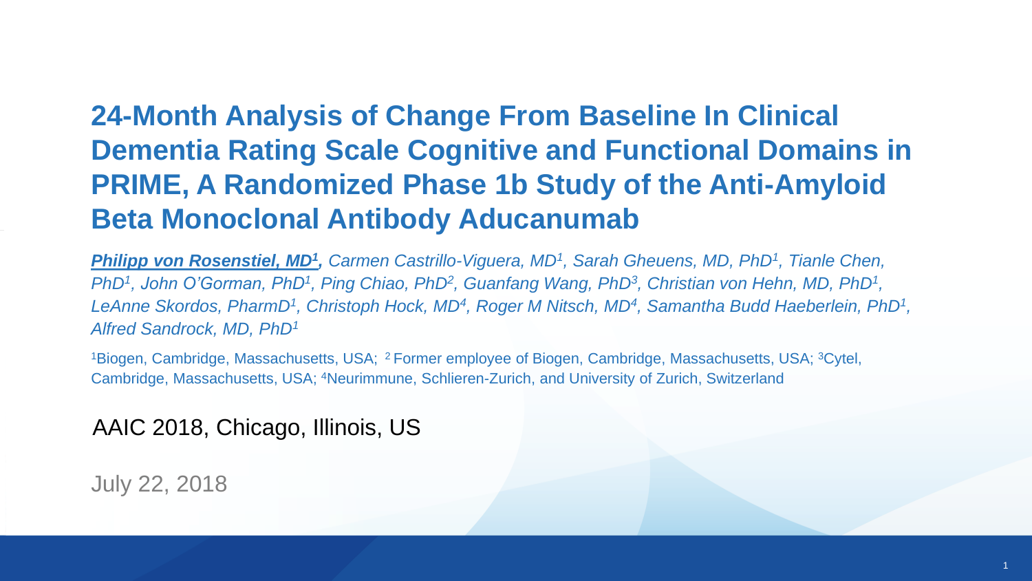# 24-Month Analysis of Change From Baseline In Clinical Dementia Rating Scale Cognitive and Functional Domains in PRIME, A Randomized Phase 1b Study of the Anti-Amyloid Beta Monoclonal Antibody Aducanumab

***Philipp von Rosenstiel, MD[1]****, Carmen Castrillo-Viguera, MD[1], Sarah Gheuens, MD, PhD[1], Tianle Chen, PhD[1], John O'Gorman, PhD[1], Ping Chiao, PhD[2], Guanfang Wang, PhD[3], Christian von Hehn, MD, PhD[1], LeAnne Skordos, PharmD[1], Christoph Hock, MD[4], Roger M Nitsch, MD[4], Samantha Budd Haeberlein, PhD[1], Alfred Sandrock, MD, PhD[1]*

[1]Biogen, Cambridge, Massachusetts, USA; [2] Former employee of Biogen, Cambridge, Massachusetts, USA; [3]Cytel, Cambridge, Massachusetts, USA; [4]Neurimmune, Schlieren-Zurich, and University of Zurich, Switzerland

AAIC 2018, Chicago, Illinois, US

July 22, 2018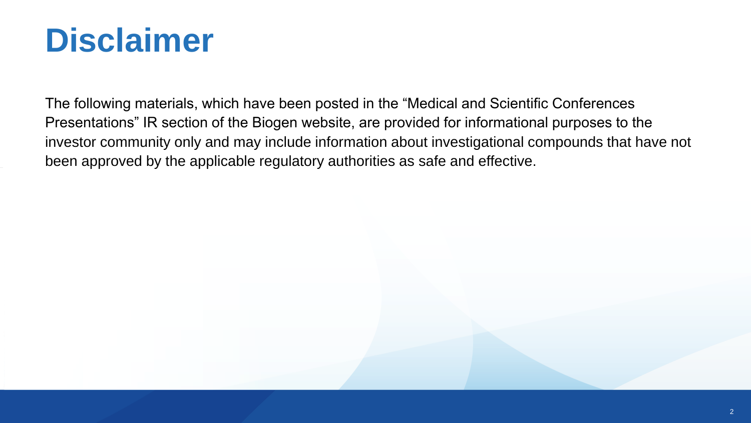# Disclaimer

The following materials, which have been posted in the “Medical and Scientific Conferences Presentations” IR section of the Biogen website, are provided for informational purposes to the investor community only and may include information about investigational compounds that have not been approved by the applicable regulatory authorities as safe and effective.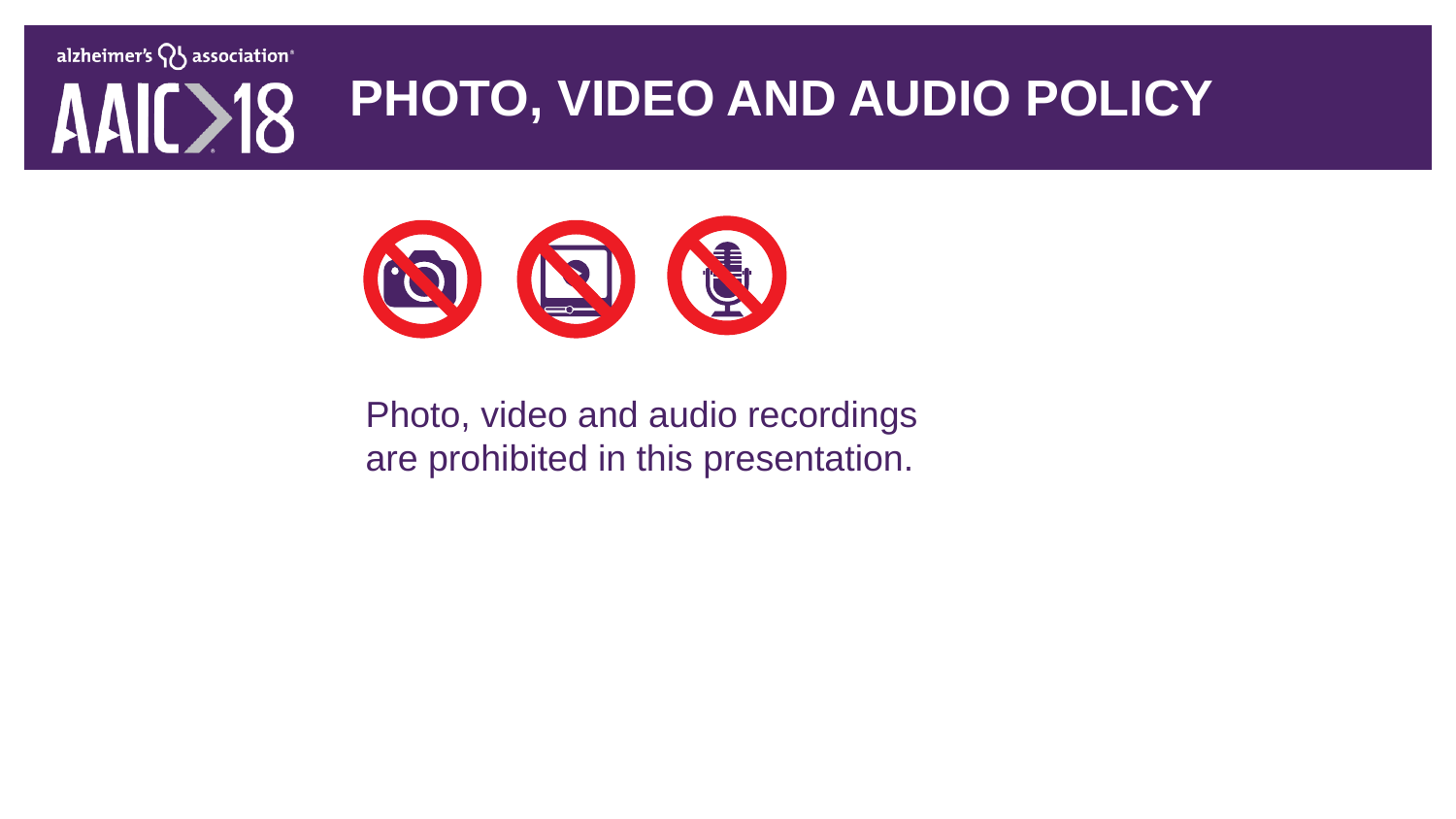# PHOTO, VIDEO AND AUDIO POLICY

Photo, video and audio recordings
are prohibited in this presentation.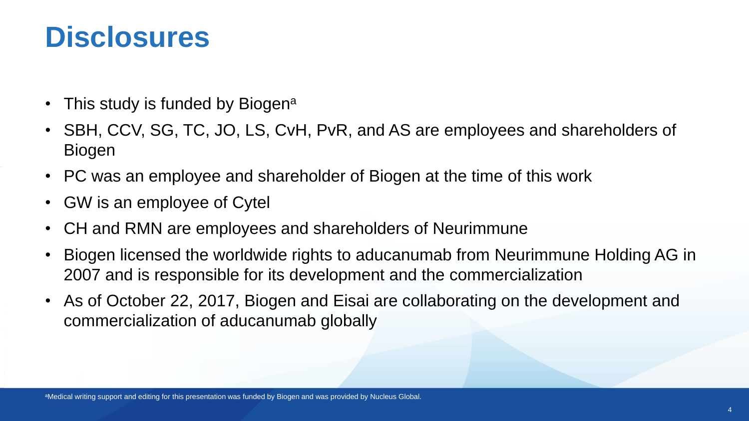# Disclosures

- This study is funded by Biogen[a]
- SBH, CCV, SG, TC, JO, LS, CvH, PvR, and AS are employees and shareholders of Biogen
- PC was an employee and shareholder of Biogen at the time of this work
- GW is an employee of Cytel
- CH and RMN are employees and shareholders of Neurimmune
- Biogen licensed the worldwide rights to aducanumab from Neurimmune Holding AG in 2007 and is responsible for its development and the commercialization
- As of October 22, 2017, Biogen and Eisai are collaborating on the development and commercialization of aducanumab globally

[a]Medical writing support and editing for this presentation was funded by Biogen and was provided by Nucleus Global.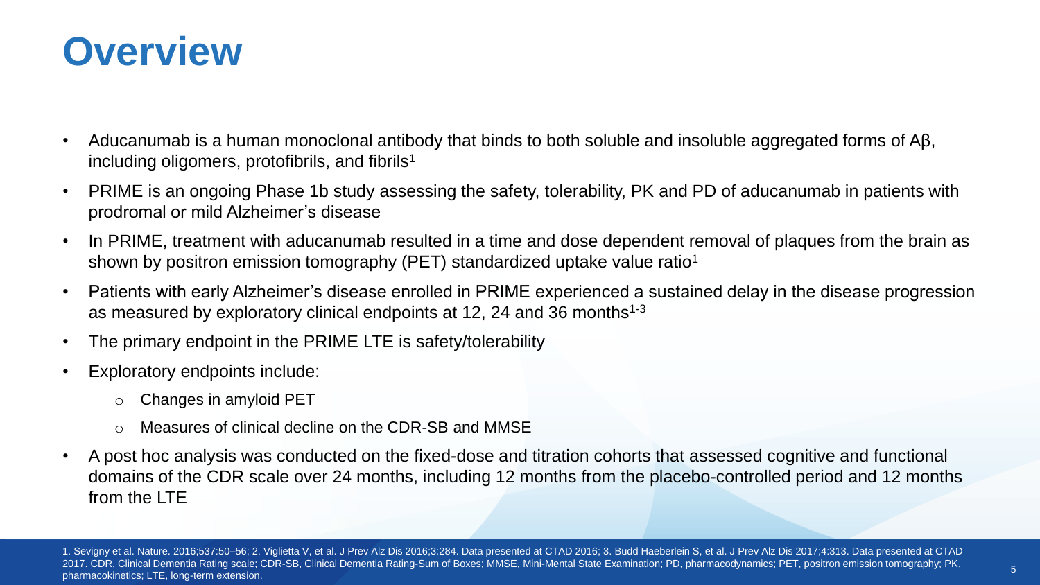# Overview

- Aducanumab is a human monoclonal antibody that binds to both soluble and insoluble aggregated forms of Aβ, including oligomers, protofibrils, and fibrils[1]
- PRIME is an ongoing Phase 1b study assessing the safety, tolerability, PK and PD of aducanumab in patients with prodromal or mild Alzheimer's disease
- In PRIME, treatment with aducanumab resulted in a time and dose dependent removal of plaques from the brain as shown by positron emission tomography (PET) standardized uptake value ratio[1]
- Patients with early Alzheimer's disease enrolled in PRIME experienced a sustained delay in the disease progression as measured by exploratory clinical endpoints at 12, 24 and 36 months[1-3]
- The primary endpoint in the PRIME LTE is safety/tolerability
- Exploratory endpoints include:
  - Changes in amyloid PET
  - Measures of clinical decline on the CDR-SB and MMSE
- A post hoc analysis was conducted on the fixed-dose and titration cohorts that assessed cognitive and functional domains of the CDR scale over 24 months, including 12 months from the placebo-controlled period and 12 months from the LTE

1. Sevigny et al. Nature. 2016;537:50–56; 2. Viglietta V, et al. J Prev Alz Dis 2016;3:284. Data presented at CTAD 2016; 3. Budd Haeberlein S, et al. J Prev Alz Dis 2017;4:313. Data presented at CTAD 2017. CDR, Clinical Dementia Rating scale; CDR-SB, Clinical Dementia Rating-Sum of Boxes; MMSE, Mini-Mental State Examination; PD, pharmacodynamics; PET, positron emission tomography; PK, pharmacokinetics; LTE, long-term extension.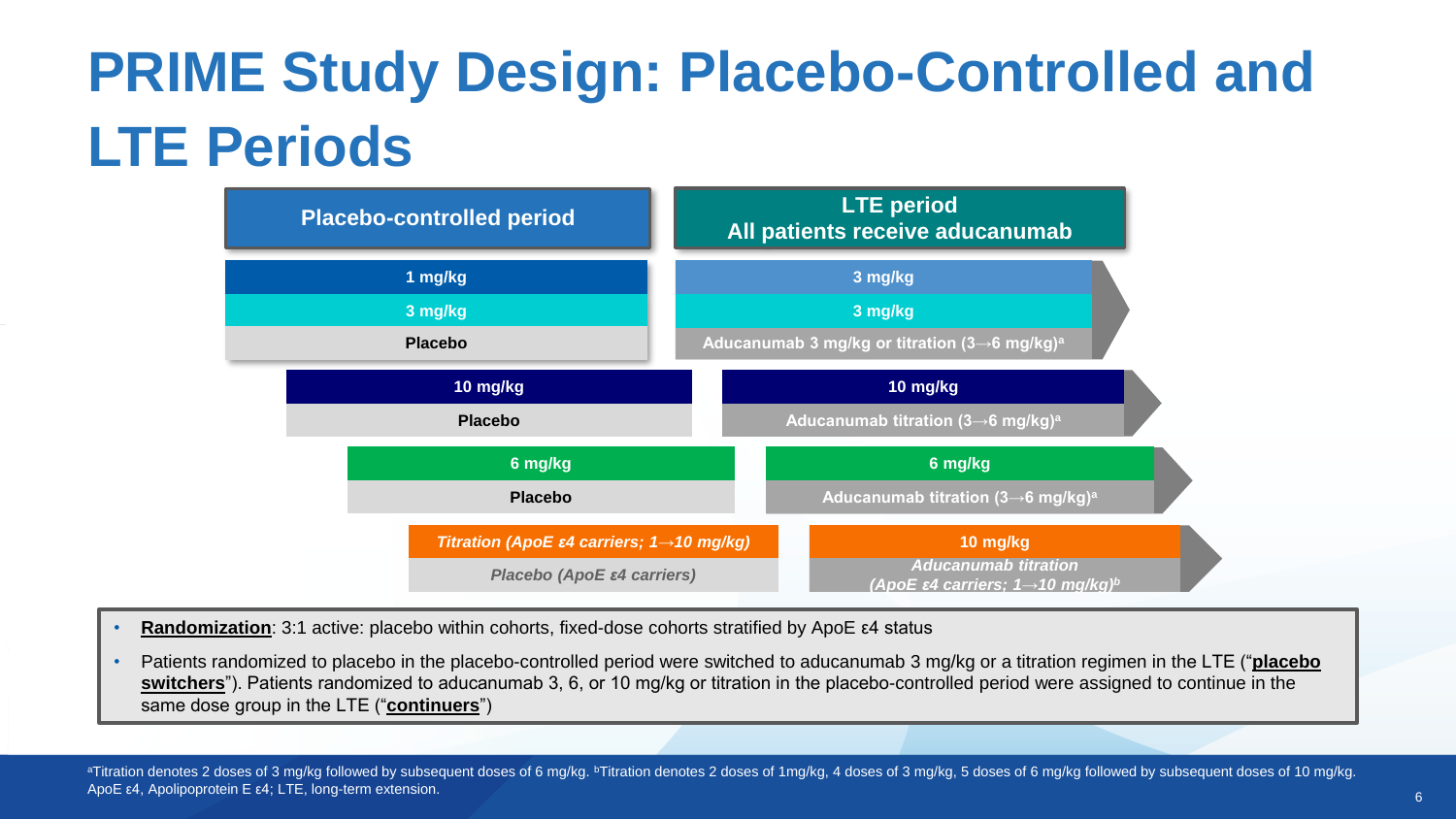# PRIME Study Design: Placebo-Controlled and LTE Periods

| Placebo-controlled period | LTE period — All patients receive aducanumab |
|---|---|
| 1 mg/kg | 3 mg/kg |
| 3 mg/kg | 3 mg/kg |
| Placebo | Aducanumab 3 mg/kg or titration (3→6 mg/kg)[a] |
| 10 mg/kg | 10 mg/kg |
| Placebo | Aducanumab titration (3→6 mg/kg)[a] |
| 6 mg/kg | 6 mg/kg |
| Placebo | Aducanumab titration (3→6 mg/kg)[a] |
| *Titration (ApoE ε4 carriers; 1→10 mg/kg)* | 10 mg/kg |
| *Placebo (ApoE ε4 carriers)* | *Aducanumab titration (ApoE ε4 carriers; 1→10 mg/kg)[b]* |

- **Randomization**: 3:1 active: placebo within cohorts, fixed-dose cohorts stratified by ApoE ε4 status
- Patients randomized to placebo in the placebo-controlled period were switched to aducanumab 3 mg/kg or a titration regimen in the LTE ("**placebo switchers**"). Patients randomized to aducanumab 3, 6, or 10 mg/kg or titration in the placebo-controlled period were assigned to continue in the same dose group in the LTE ("**continuers**")

[a]Titration denotes 2 doses of 3 mg/kg followed by subsequent doses of 6 mg/kg. [b]Titration denotes 2 doses of 1mg/kg, 4 doses of 3 mg/kg, 5 doses of 6 mg/kg followed by subsequent doses of 10 mg/kg. ApoE ε4, Apolipoprotein E ε4; LTE, long-term extension.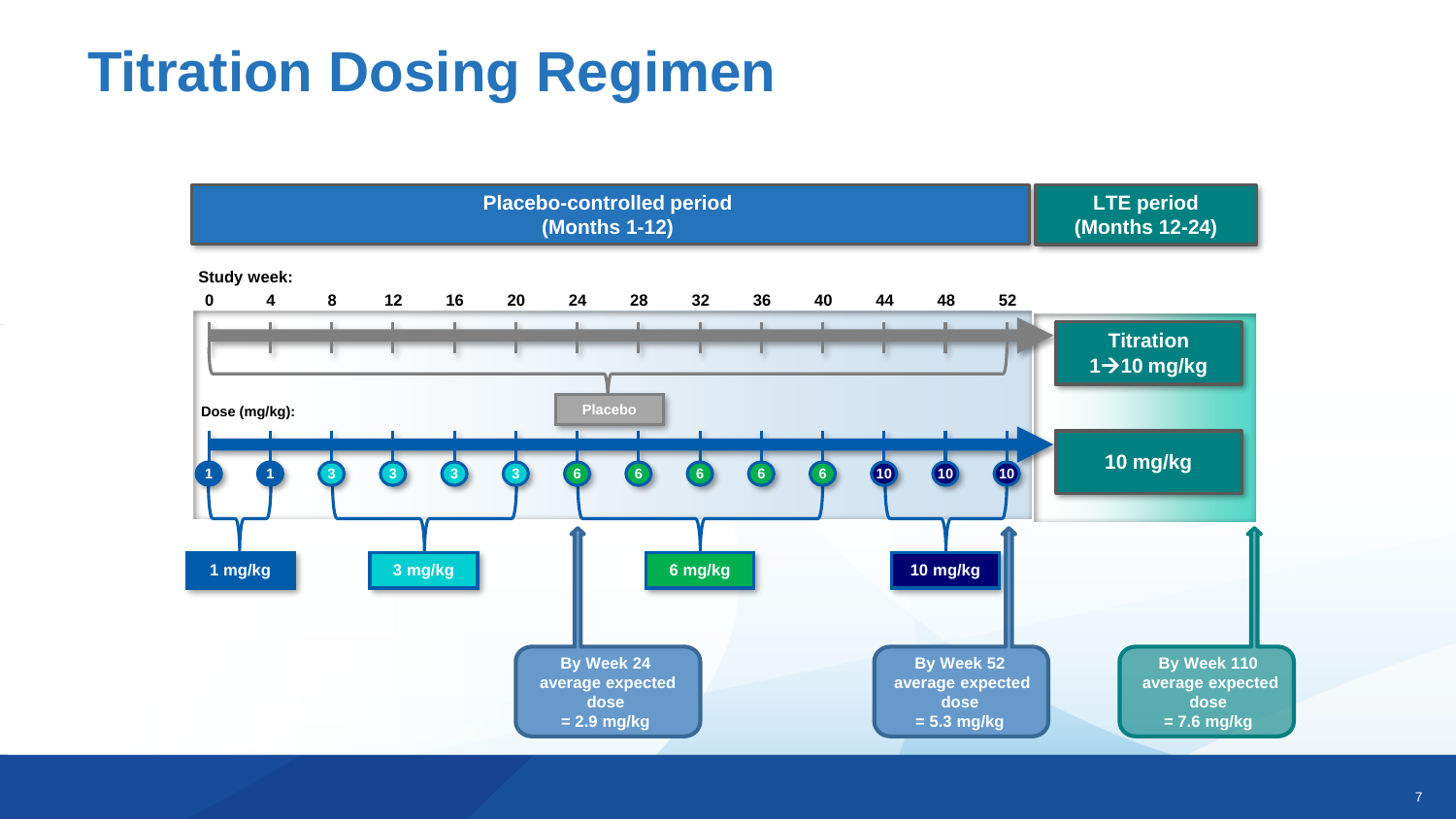# Titration Dosing Regimen

**Placebo-controlled period (Months 1-12)** | **LTE period (Months 12-24)**

Study week: 0, 4, 8, 12, 16, 20, 24, 28, 32, 36, 40, 44, 48, 52

Placebo → LTE: Titration 1→10 mg/kg

Dose (mg/kg): 1, 1, 3, 3, 3, 3, 6, 6, 6, 6, 6, 10, 10, 10 → LTE: 10 mg/kg

- 1 mg/kg
- 3 mg/kg
- 6 mg/kg
- 10 mg/kg

By Week 24 average expected dose = 2.9 mg/kg

By Week 52 average expected dose = 5.3 mg/kg

By Week 110 average expected dose = 7.6 mg/kg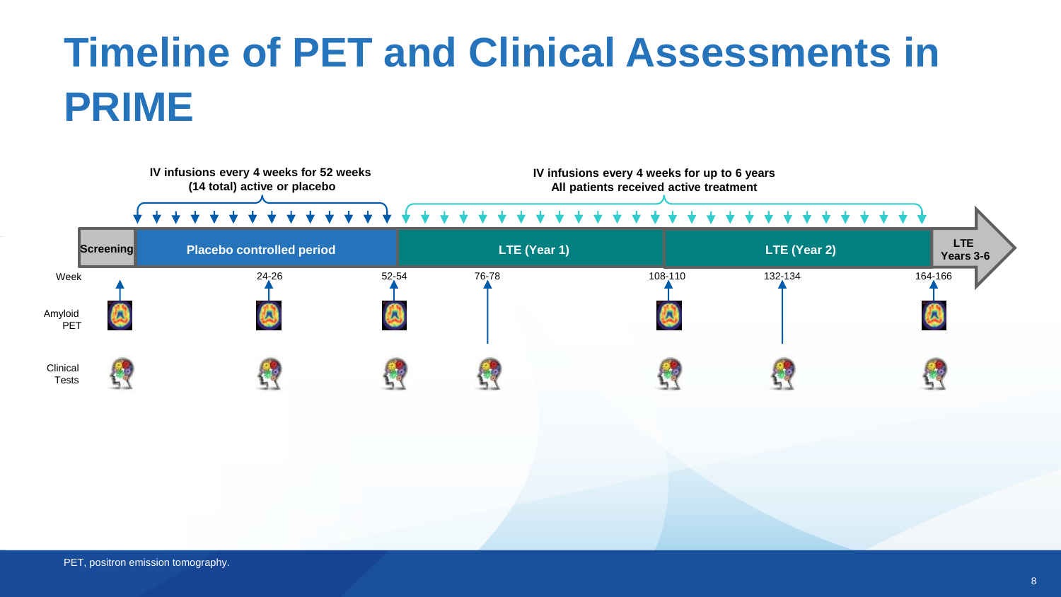# Timeline of PET and Clinical Assessments in PRIME

**IV infusions every 4 weeks for 52 weeks (14 total) active or placebo**

**IV infusions every 4 weeks for up to 6 years**
**All patients received active treatment**

| Screening | Placebo controlled period | LTE (Year 1) | LTE (Year 2) | LTE Years 3-6 |
|---|---|---|---|---|

| Week | Screening | 24-26 | 52-54 | 76-78 | 108-110 | 132-134 | 164-166 |
|---|---|---|---|---|---|---|---|
| Amyloid PET | ✓ | ✓ | ✓ | | ✓ | | ✓ |
| Clinical Tests | ✓ | ✓ | ✓ | ✓ | ✓ | ✓ | ✓ |

PET, positron emission tomography.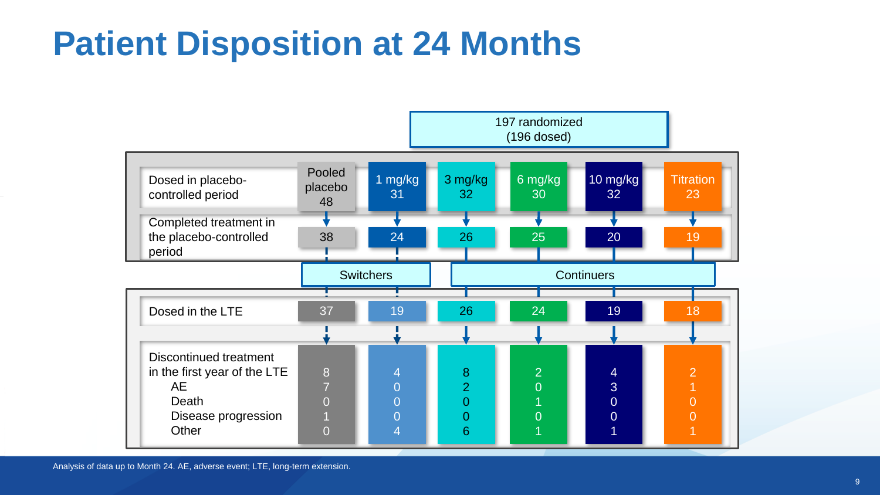# Patient Disposition at 24 Months

197 randomized
(196 dosed)

| | Pooled placebo | 1 mg/kg | 3 mg/kg | 6 mg/kg | 10 mg/kg | Titration |
|---|---|---|---|---|---|---|
| Dosed in placebo-controlled period | 48 | 31 | 32 | 30 | 32 | 23 |
| Completed treatment in the placebo-controlled period | 38 | 24 | 26 | 25 | 20 | 19 |
| | Switchers | | Continuers | | | |
| Dosed in the LTE | 37 | 19 | 26 | 24 | 19 | 18 |
| Discontinued treatment in the first year of the LTE | 8 | 4 | 8 | 2 | 4 | 2 |
| AE | 7 | 0 | 2 | 0 | 3 | 1 |
| Death | 0 | 0 | 0 | 1 | 0 | 0 |
| Disease progression | 1 | 0 | 0 | 0 | 0 | 0 |
| Other | 0 | 4 | 6 | 1 | 1 | 1 |

Analysis of data up to Month 24. AE, adverse event; LTE, long-term extension.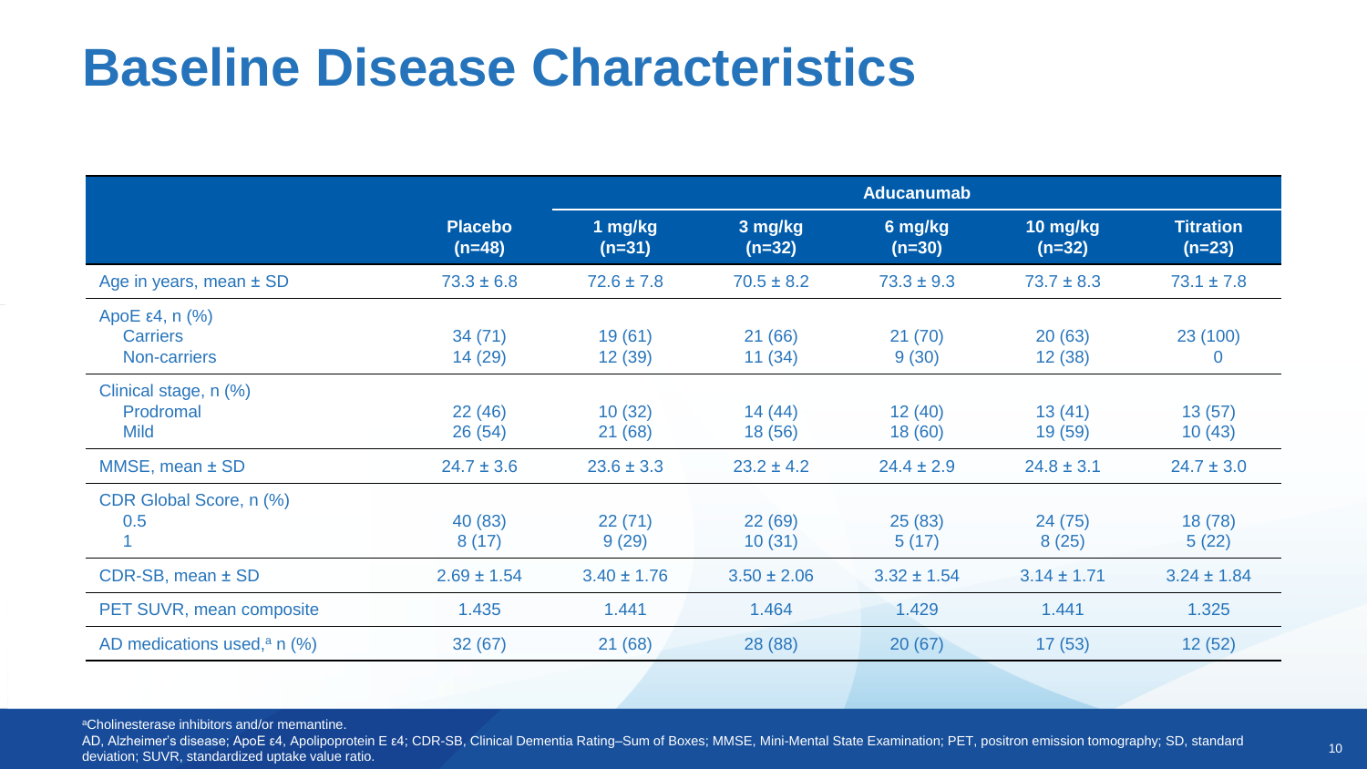# Baseline Disease Characteristics

| | Placebo (n=48) | Aducanumab | | | | |
|---|---|---|---|---|---|---|
| | | 1 mg/kg (n=31) | 3 mg/kg (n=32) | 6 mg/kg (n=30) | 10 mg/kg (n=32) | Titration (n=23) |
| Age in years, mean ± SD | 73.3 ± 6.8 | 72.6 ± 7.8 | 70.5 ± 8.2 | 73.3 ± 9.3 | 73.7 ± 8.3 | 73.1 ± 7.8 |
| ApoE ε4, n (%) | | | | | | |
| Carriers | 34 (71) | 19 (61) | 21 (66) | 21 (70) | 20 (63) | 23 (100) |
| Non-carriers | 14 (29) | 12 (39) | 11 (34) | 9 (30) | 12 (38) | 0 |
| Clinical stage, n (%) | | | | | | |
| Prodromal | 22 (46) | 10 (32) | 14 (44) | 12 (40) | 13 (41) | 13 (57) |
| Mild | 26 (54) | 21 (68) | 18 (56) | 18 (60) | 19 (59) | 10 (43) |
| MMSE, mean ± SD | 24.7 ± 3.6 | 23.6 ± 3.3 | 23.2 ± 4.2 | 24.4 ± 2.9 | 24.8 ± 3.1 | 24.7 ± 3.0 |
| CDR Global Score, n (%) | | | | | | |
| 0.5 | 40 (83) | 22 (71) | 22 (69) | 25 (83) | 24 (75) | 18 (78) |
| 1 | 8 (17) | 9 (29) | 10 (31) | 5 (17) | 8 (25) | 5 (22) |
| CDR-SB, mean ± SD | 2.69 ± 1.54 | 3.40 ± 1.76 | 3.50 ± 2.06 | 3.32 ± 1.54 | 3.14 ± 1.71 | 3.24 ± 1.84 |
| PET SUVR, mean composite | 1.435 | 1.441 | 1.464 | 1.429 | 1.441 | 1.325 |
| AD medications used,[a] n (%) | 32 (67) | 21 (68) | 28 (88) | 20 (67) | 17 (53) | 12 (52) |

[a]Cholinesterase inhibitors and/or memantine.

AD, Alzheimer's disease; ApoE ε4, Apolipoprotein E ε4; CDR-SB, Clinical Dementia Rating–Sum of Boxes; MMSE, Mini-Mental State Examination; PET, positron emission tomography; SD, standard deviation; SUVR, standardized uptake value ratio.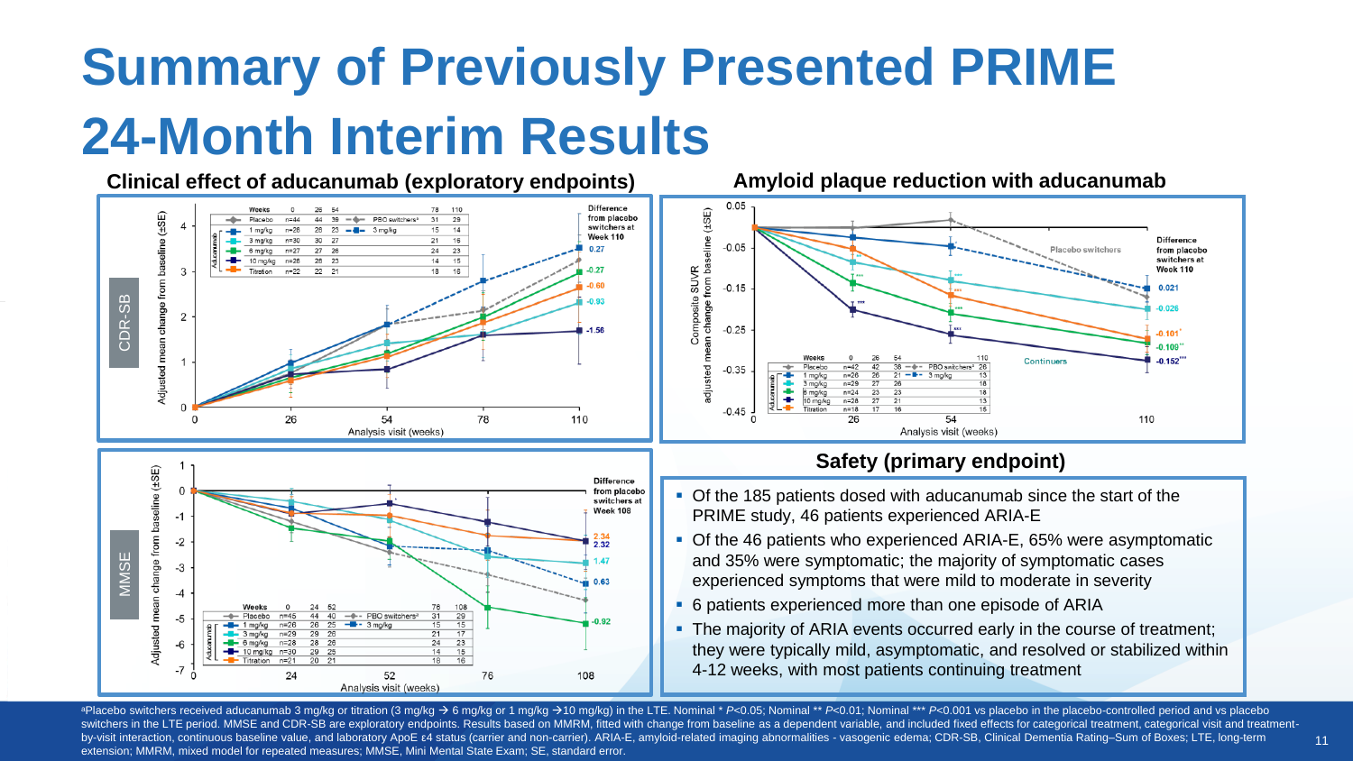# Summary of Previously Presented PRIME 24-Month Interim Results

### Clinical effect of aducanumab (exploratory endpoints)

**CDR-SB**

Adjusted mean change from baseline (±SE)

| Weeks | 0 | 26 | 54 | | 78 | 110 |
|---|---|---|---|---|---|---|
| Placebo | n=44 | 44 | 39 | PBO switchers[a] | 31 | 29 |
| 1 mg/kg | n=26 | 26 | 23 | 3 mg/kg | 15 | 14 |
| 3 mg/kg | n=30 | 30 | 27 | | 21 | 16 |
| 6 mg/kg | n=27 | 27 | 26 | | 24 | 23 |
| 10 mg/kg | n=26 | 26 | 23 | | 14 | 15 |
| Titration | n=22 | 22 | 21 | | 18 | 16 |

Difference from placebo switchers at Week 110: 0.27; -0.27; -0.60; -0.93; -1.56

Analysis visit (weeks)

**MMSE**

Adjusted mean change from baseline (±SE)

| Weeks | 0 | 24 | 52 | | 76 | 108 |
|---|---|---|---|---|---|---|
| Placebo | n=45 | 44 | 40 | PBO switchers[a] | 31 | 29 |
| 1 mg/kg | n=26 | 26 | 25 | 3 mg/kg | 15 | 15 |
| 3 mg/kg | n=29 | 29 | 26 | | 21 | 17 |
| 6 mg/kg | n=28 | 28 | 26 | | 24 | 23 |
| 10 mg/kg | n=30 | 29 | 25 | | 14 | 15 |
| Titration | n=21 | 20 | 21 | | 18 | 16 |

Difference from placebo switchers at Week 108: 2.34; 2.32; 1.47; 0.63; -0.92

Analysis visit (weeks)

### Amyloid plaque reduction with aducanumab

Composite SUVR adjusted mean change from baseline (±SE)

| Weeks | 0 | 26 | 54 | | 110 |
|---|---|---|---|---|---|
| Placebo | n=42 | 42 | 38 | PBO switchers[a] | 26 |
| 1 mg/kg | n=26 | 26 | 21 | 3 mg/kg | 13 |
| 3 mg/kg | n=29 | 27 | 26 | | 18 |
| 6 mg/kg | n=24 | 23 | 23 | | 18 |
| 10 mg/kg | n=28 | 27 | 21 | | 13 |
| Titration | n=18 | 17 | 16 | | 15 |

Difference from placebo switchers at Week 110: 0.021; -0.026; -0.101*; -0.109**; -0.152***

Placebo switchers; Continuers

Analysis visit (weeks)

### Safety (primary endpoint)

- Of the 185 patients dosed with aducanumab since the start of the PRIME study, 46 patients experienced ARIA-E
- Of the 46 patients who experienced ARIA-E, 65% were asymptomatic and 35% were symptomatic; the majority of symptomatic cases experienced symptoms that were mild to moderate in severity
- 6 patients experienced more than one episode of ARIA
- The majority of ARIA events occurred early in the course of treatment; they were typically mild, asymptomatic, and resolved or stabilized within 4-12 weeks, with most patients continuing treatment

[a]Placebo switchers received aducanumab 3 mg/kg or titration (3 mg/kg → 6 mg/kg or 1 mg/kg →10 mg/kg) in the LTE. Nominal * $P<0.05$; Nominal ** $P<0.01$; Nominal *** $P<0.001$ vs placebo in the placebo-controlled period and vs placebo switchers in the LTE period. MMSE and CDR-SB are exploratory endpoints. Results based on MMRM, fitted with change from baseline as a dependent variable, and included fixed effects for categorical treatment, categorical visit and treatment-by-visit interaction, continuous baseline value, and laboratory ApoE ε4 status (carrier and non-carrier). ARIA-E, amyloid-related imaging abnormalities - vasogenic edema; CDR-SB, Clinical Dementia Rating–Sum of Boxes; LTE, long-term extension; MMRM, mixed model for repeated measures; MMSE, Mini Mental State Exam; SE, standard error.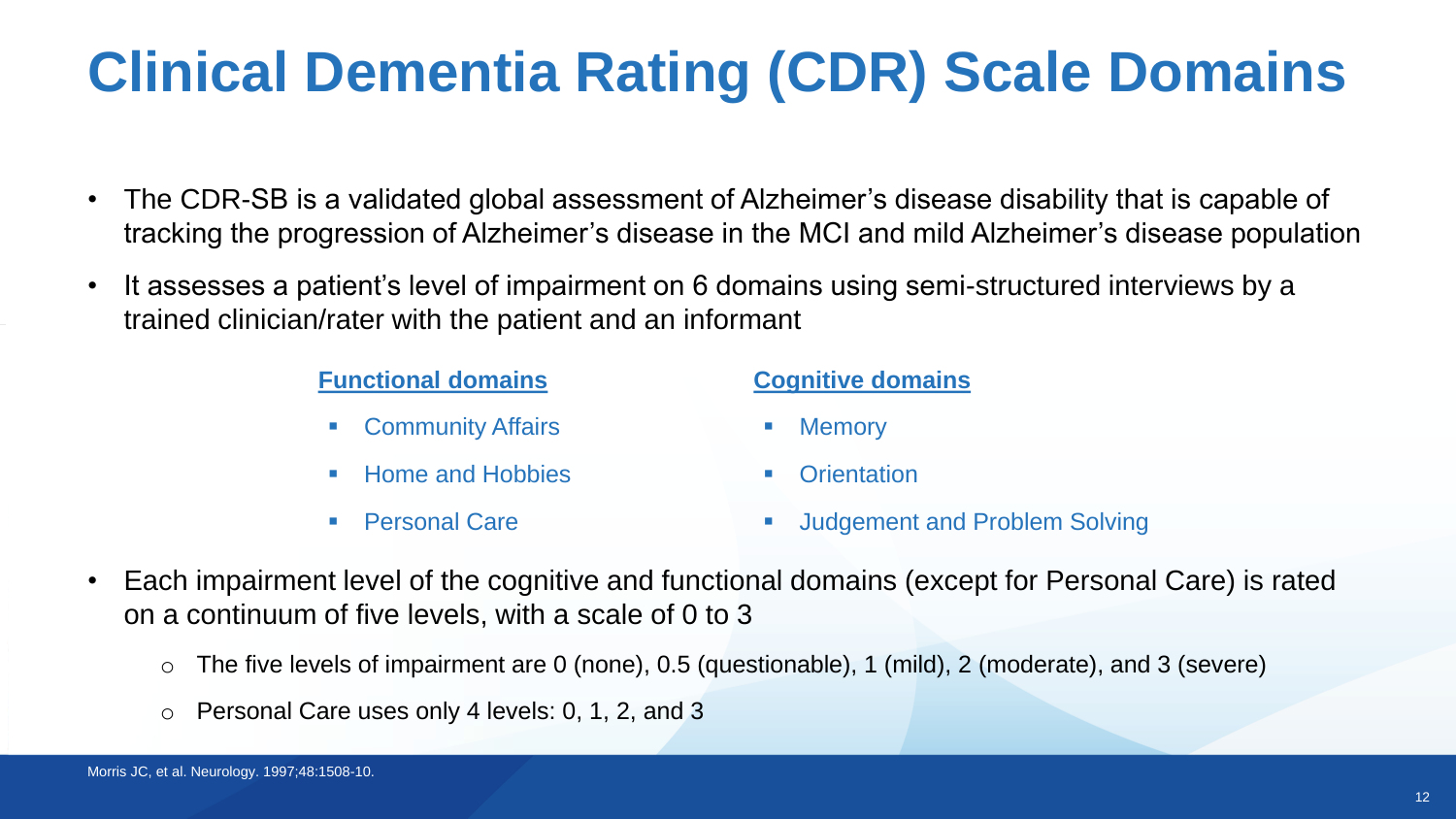# Clinical Dementia Rating (CDR) Scale Domains

- The CDR-SB is a validated global assessment of Alzheimer's disease disability that is capable of tracking the progression of Alzheimer's disease in the MCI and mild Alzheimer's disease population
- It assesses a patient's level of impairment on 6 domains using semi-structured interviews by a trained clinician/rater with the patient and an informant

**Functional domains**

- Community Affairs
- Home and Hobbies
- Personal Care

**Cognitive domains**

- Memory
- Orientation
- Judgement and Problem Solving

- Each impairment level of the cognitive and functional domains (except for Personal Care) is rated on a continuum of five levels, with a scale of 0 to 3
  - The five levels of impairment are 0 (none), 0.5 (questionable), 1 (mild), 2 (moderate), and 3 (severe)
  - Personal Care uses only 4 levels: 0, 1, 2, and 3

Morris JC, et al. Neurology. 1997;48:1508-10.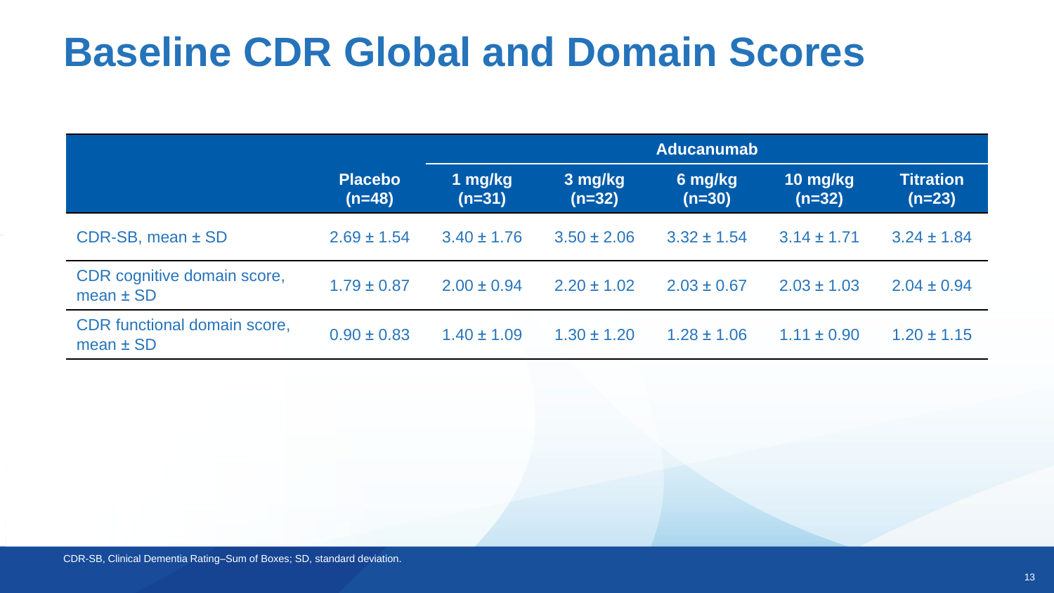# Baseline CDR Global and Domain Scores

| | Placebo (n=48) | Aducanumab | | | | |
|---|---|---|---|---|---|---|
| | | 1 mg/kg (n=31) | 3 mg/kg (n=32) | 6 mg/kg (n=30) | 10 mg/kg (n=32) | Titration (n=23) |
| CDR-SB, mean ± SD | 2.69 ± 1.54 | 3.40 ± 1.76 | 3.50 ± 2.06 | 3.32 ± 1.54 | 3.14 ± 1.71 | 3.24 ± 1.84 |
| CDR cognitive domain score, mean ± SD | 1.79 ± 0.87 | 2.00 ± 0.94 | 2.20 ± 1.02 | 2.03 ± 0.67 | 2.03 ± 1.03 | 2.04 ± 0.94 |
| CDR functional domain score, mean ± SD | 0.90 ± 0.83 | 1.40 ± 1.09 | 1.30 ± 1.20 | 1.28 ± 1.06 | 1.11 ± 0.90 | 1.20 ± 1.15 |

CDR-SB, Clinical Dementia Rating–Sum of Boxes; SD, standard deviation.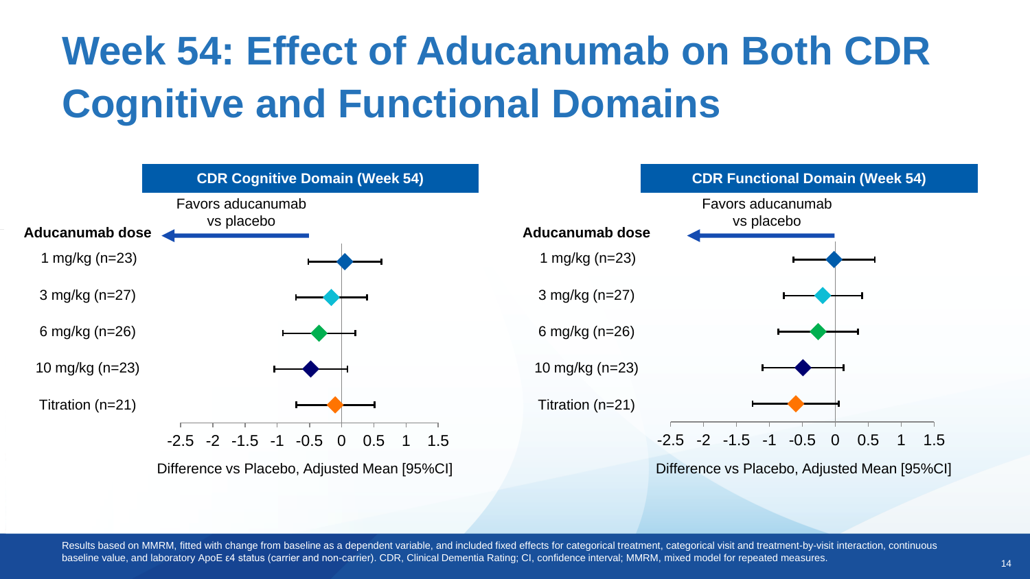# Week 54: Effect of Aducanumab on Both CDR Cognitive and Functional Domains

**CDR Cognitive Domain (Week 54)**

Favors aducanumab vs placebo

**Aducanumab dose**

- 1 mg/kg (n=23)
- 3 mg/kg (n=27)
- 6 mg/kg (n=26)
- 10 mg/kg (n=23)
- Titration (n=21)

-2.5 -2 -1.5 -1 -0.5 0 0.5 1 1.5

Difference vs Placebo, Adjusted Mean [95%CI]

**CDR Functional Domain (Week 54)**

Favors aducanumab vs placebo

**Aducanumab dose**

- 1 mg/kg (n=23)
- 3 mg/kg (n=27)
- 6 mg/kg (n=26)
- 10 mg/kg (n=23)
- Titration (n=21)

-2.5 -2 -1.5 -1 -0.5 0 0.5 1 1.5

Difference vs Placebo, Adjusted Mean [95%CI]

Results based on MMRM, fitted with change from baseline as a dependent variable, and included fixed effects for categorical treatment, categorical visit and treatment-by-visit interaction, continuous baseline value, and laboratory ApoE ε4 status (carrier and non-carrier). CDR, Clinical Dementia Rating; CI, confidence interval; MMRM, mixed model for repeated measures.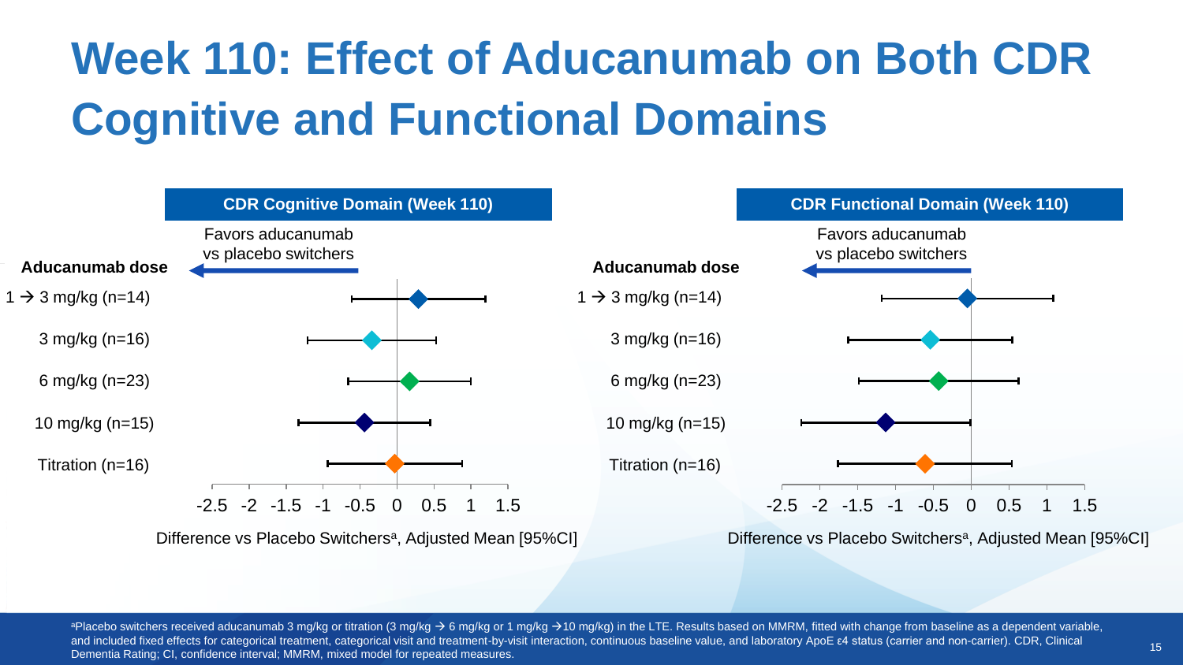# Week 110: Effect of Aducanumab on Both CDR Cognitive and Functional Domains

**CDR Cognitive Domain (Week 110)**

Favors aducanumab vs placebo switchers

**Aducanumab dose**

1 → 3 mg/kg (n=14)

3 mg/kg (n=16)

6 mg/kg (n=23)

10 mg/kg (n=15)

Titration (n=16)

-2.5 -2 -1.5 -1 -0.5 0 0.5 1 1.5

Difference vs Placebo Switchers[a], Adjusted Mean [95%CI]

**CDR Functional Domain (Week 110)**

Favors aducanumab vs placebo switchers

**Aducanumab dose**

1 → 3 mg/kg (n=14)

3 mg/kg (n=16)

6 mg/kg (n=23)

10 mg/kg (n=15)

Titration (n=16)

-2.5 -2 -1.5 -1 -0.5 0 0.5 1 1.5

Difference vs Placebo Switchers[a], Adjusted Mean [95%CI]

[a]Placebo switchers received aducanumab 3 mg/kg or titration (3 mg/kg → 6 mg/kg or 1 mg/kg →10 mg/kg) in the LTE. Results based on MMRM, fitted with change from baseline as a dependent variable, and included fixed effects for categorical treatment, categorical visit and treatment-by-visit interaction, continuous baseline value, and laboratory ApoE ε4 status (carrier and non-carrier). CDR, Clinical Dementia Rating; CI, confidence interval; MMRM, mixed model for repeated measures.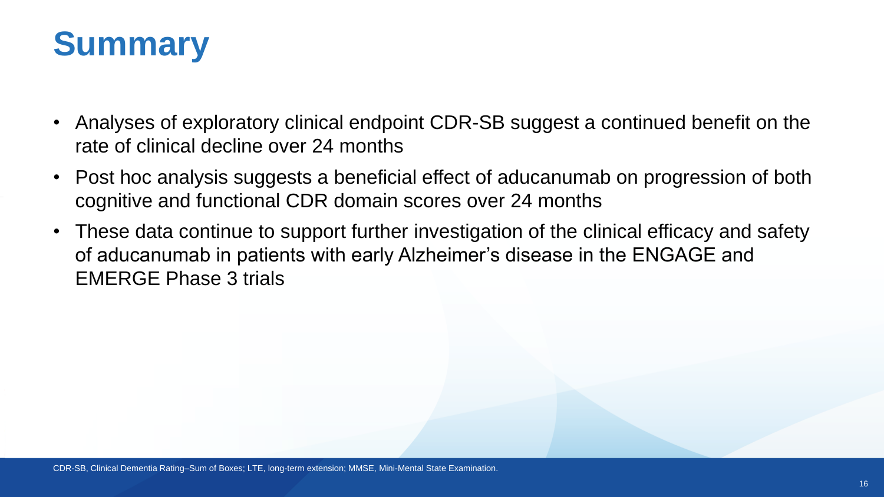# Summary

- Analyses of exploratory clinical endpoint CDR-SB suggest a continued benefit on the rate of clinical decline over 24 months
- Post hoc analysis suggests a beneficial effect of aducanumab on progression of both cognitive and functional CDR domain scores over 24 months
- These data continue to support further investigation of the clinical efficacy and safety of aducanumab in patients with early Alzheimer's disease in the ENGAGE and EMERGE Phase 3 trials

CDR-SB, Clinical Dementia Rating–Sum of Boxes; LTE, long-term extension; MMSE, Mini-Mental State Examination.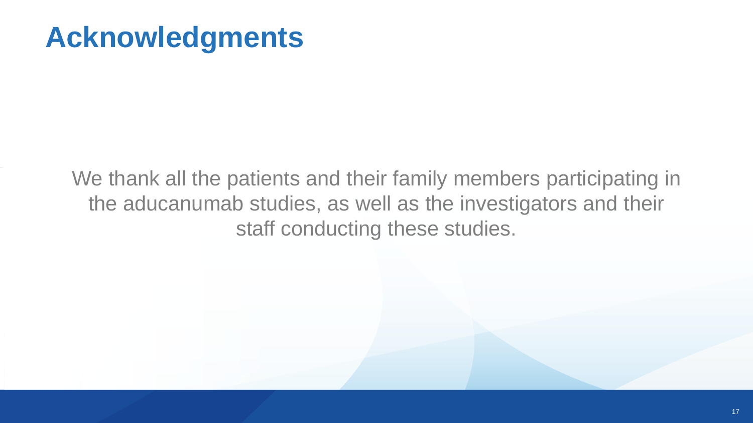# Acknowledgments

We thank all the patients and their family members participating in the aducanumab studies, as well as the investigators and their staff conducting these studies.